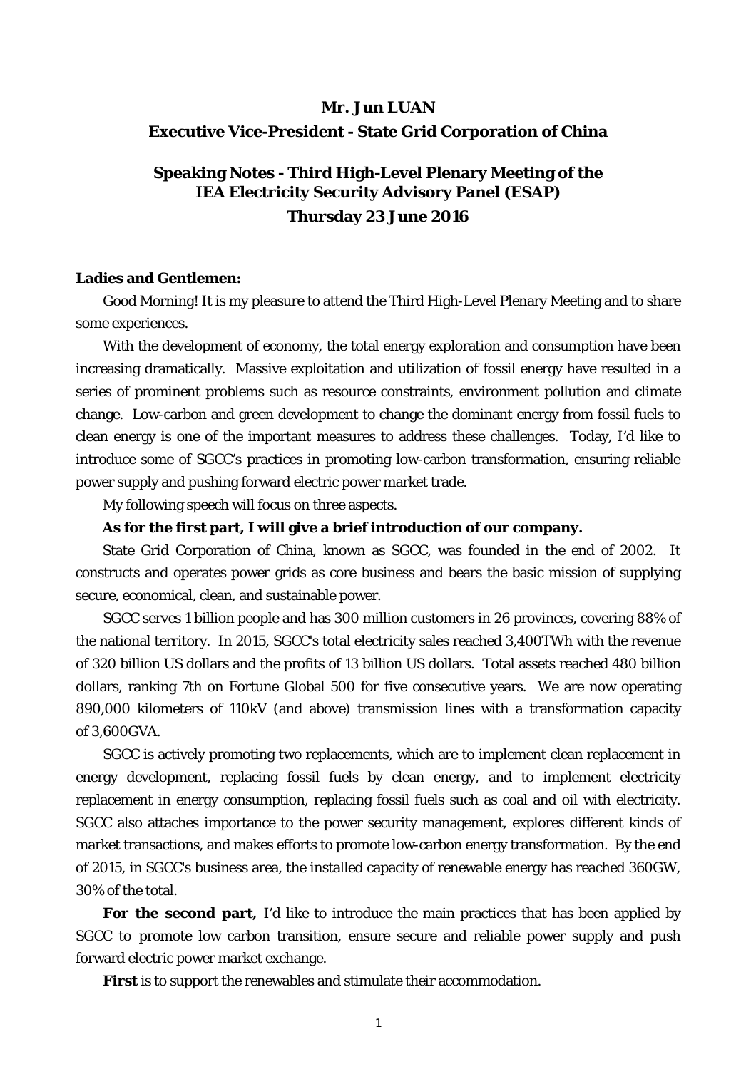**Mr. Jun LUAN**

**Executive Vice-President - State Grid Corporation of China**

# Speaking Notes - Third High-Level Plenary Meeting of the IEA Electricity Security Advisory Panel (ESAP)

**Thursday 23 June 2016**

**Ladies and Gentlemen:**

Good Morning! It is my pleasure to attend the Third High-Level Plenary Meeting and to share some experiences.

With the development of economy, the total energy exploration and consumption have been increasing dramatically. Massive exploitation and utilization of fossil energy have resulted in a series of prominent problems such as resource constraints, environment pollution and climate change. Low-carbon and green development to change the dominant energy from fossil fuels to clean energy is one of the important measures to address these challenges. Today, I'd like to introduce some of SGCC's practices in promoting low-carbon transformation, ensuring reliable power supply and pushing forward electric power market trade.

My following speech will focus on three aspects.

**As for the first part, I will give a brief introduction of our company.**

State Grid Corporation of China, known as SGCC, was founded in the end of 2002. It constructs and operates power grids as core business and bears the basic mission of supplying secure, economical, clean, and sustainable power.

SGCC serves 1 billion people and has 300 million customers in 26 provinces, covering 88% of the national territory. In 2015, SGCC's total electricity sales reached 3,400TWh with the revenue of 320 billion US dollars and the profits of 13 billion US dollars. Total assets reached 480 billion dollars, ranking 7th on Fortune Global 500 for five consecutive years. We are now operating 890,000 kilometers of 110kV (and above) transmission lines with a transformation capacity of 3,600GVA.

SGCC is actively promoting two replacements, which are to implement clean replacement in energy development, replacing fossil fuels by clean energy, and to implement electricity replacement in energy consumption, replacing fossil fuels such as coal and oil with electricity. SGCC also attaches importance to the power security management, explores different kinds of market transactions, and makes efforts to promote low-carbon energy transformation. By the end of 2015, in SGCC's business area, the installed capacity of renewable energy has reached 360GW, 30% of the total.

**For the second part,** I'd like to introduce the main practices that has been applied by SGCC to promote low carbon transition, ensure secure and reliable power supply and push forward electric power market exchange.

**First** is to support the renewables and stimulate their accommodation.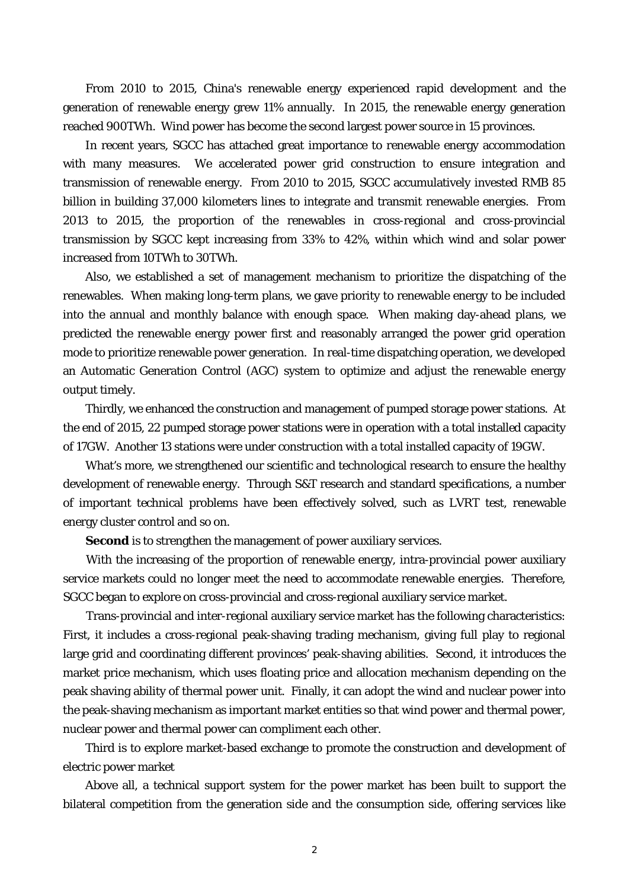From 2010 to 2015, China's renewable energy experienced rapid development and the generation of renewable energy grew 11% annually. In 2015, the renewable energy generation reached 900TWh. Wind power has become the second largest power source in 15 provinces.

In recent years, SGCC has attached great importance to renewable energy accommodation with many measures. We accelerated power grid construction to ensure integration and transmission of renewable energy. From 2010 to 2015, SGCC accumulatively invested RMB 85 billion in building 37,000 kilometers lines to integrate and transmit renewable energies. From 2013 to 2015, the proportion of the renewables in cross-regional and cross-provincial transmission by SGCC kept increasing from 33% to 42%, within which wind and solar power increased from 10TWh to 30TWh.

Also, we established a set of management mechanism to prioritize the dispatching of the renewables. When making long-term plans, we gave priority to renewable energy to be included into the annual and monthly balance with enough space. When making day-ahead plans, we predicted the renewable energy power first and reasonably arranged the power grid operation mode to prioritize renewable power generation. In real-time dispatching operation, we developed an Automatic Generation Control (AGC) system to optimize and adjust the renewable energy output timely.

Thirdly, we enhanced the construction and management of pumped storage power stations. At the end of 2015, 22 pumped storage power stations were in operation with a total installed capacity of 17GW. Another 13 stations were under construction with a total installed capacity of 19GW.

What's more, we strengthened our scientific and technological research to ensure the healthy development of renewable energy. Through S&T research and standard specifications, a number of important technical problems have been effectively solved, such as LVRT test, renewable energy cluster control and so on.

**Second** is to strengthen the management of power auxiliary services.

With the increasing of the proportion of renewable energy, intra-provincial power auxiliary service markets could no longer meet the need to accommodate renewable energies. Therefore, SGCC began to explore on cross-provincial and cross-regional auxiliary service market.

Trans-provincial and inter-regional auxiliary service market has the following characteristics: First, it includes a cross-regional peak-shaving trading mechanism, giving full play to regional large grid and coordinating different provinces' peak-shaving abilities. Second, it introduces the market price mechanism, which uses floating price and allocation mechanism depending on the peak shaving ability of thermal power unit. Finally, it can adopt the wind and nuclear power into the peak-shaving mechanism as important market entities so that wind power and thermal power, nuclear power and thermal power can compliment each other.

Third is to explore market-based exchange to promote the construction and development of electric power market

Above all, a technical support system for the power market has been built to support the bilateral competition from the generation side and the consumption side, offering services like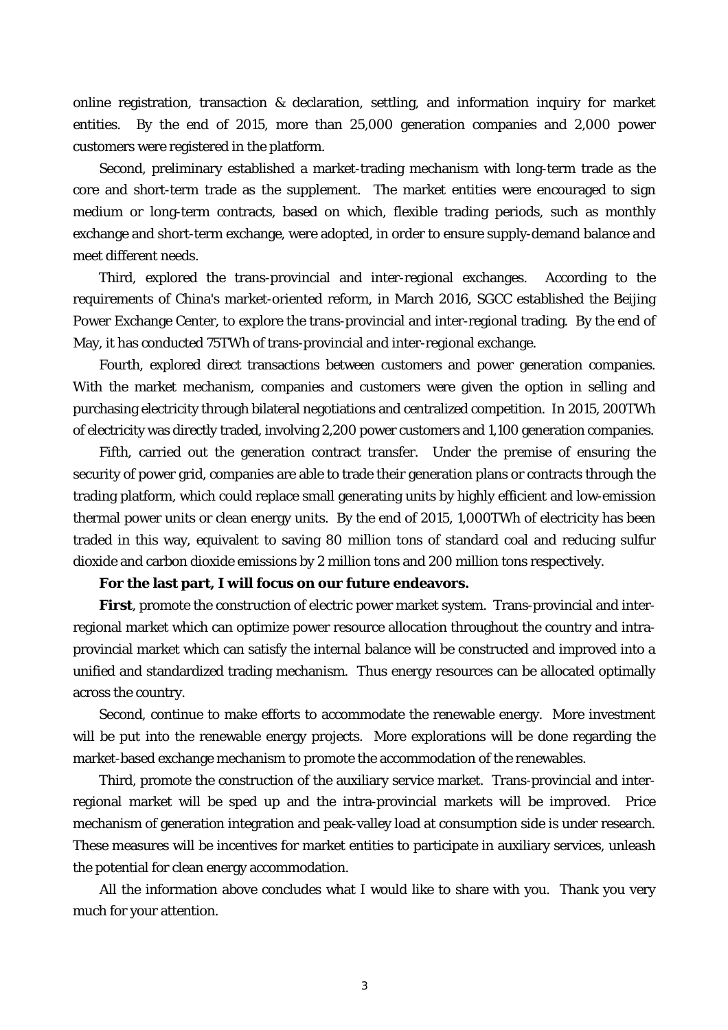online registration, transaction & declaration, settling, and information inquiry for market entities. By the end of 2015, more than 25,000 generation companies and 2,000 power customers were registered in the platform.

Second, preliminary established a market-trading mechanism with long-term trade as the core and short-term trade as the supplement. The market entities were encouraged to sign medium or long-term contracts, based on which, flexible trading periods, such as monthly exchange and short-term exchange, were adopted, in order to ensure supply-demand balance and meet different needs.

Third, explored the trans-provincial and inter-regional exchanges. According to the requirements of China's market-oriented reform, in March 2016, SGCC established the Beijing Power Exchange Center, to explore the trans-provincial and inter-regional trading. By the end of May, it has conducted 75TWh of trans-provincial and inter-regional exchange.

Fourth, explored direct transactions between customers and power generation companies. With the market mechanism, companies and customers were given the option in selling and purchasing electricity through bilateral negotiations and centralized competition. In 2015, 200TWh of electricity was directly traded, involving 2,200 power customers and 1,100 generation companies.

Fifth, carried out the generation contract transfer. Under the premise of ensuring the security of power grid, companies are able to trade their generation plans or contracts through the trading platform, which could replace small generating units by highly efficient and low-emission thermal power units or clean energy units. By the end of 2015, 1,000TWh of electricity has been traded in this way, equivalent to saving 80 million tons of standard coal and reducing sulfur dioxide and carbon dioxide emissions by 2 million tons and 200 million tons respectively.

**For the last part, I will focus on our future endeavors.**

**First**, promote the construction of electric power market system. Trans-provincial and inter-regional market which can optimize power resource allocation throughout the country and intra-provincial market which can satisfy the internal balance will be constructed and improved into a unified and standardized trading mechanism. Thus energy resources can be allocated optimally across the country.

Second, continue to make efforts to accommodate the renewable energy. More investment will be put into the renewable energy projects. More explorations will be done regarding the market-based exchange mechanism to promote the accommodation of the renewables.

Third, promote the construction of the auxiliary service market. Trans-provincial and inter-regional market will be sped up and the intra-provincial markets will be improved. Price mechanism of generation integration and peak-valley load at consumption side is under research. These measures will be incentives for market entities to participate in auxiliary services, unleash the potential for clean energy accommodation.

All the information above concludes what I would like to share with you. Thank you very much for your attention.